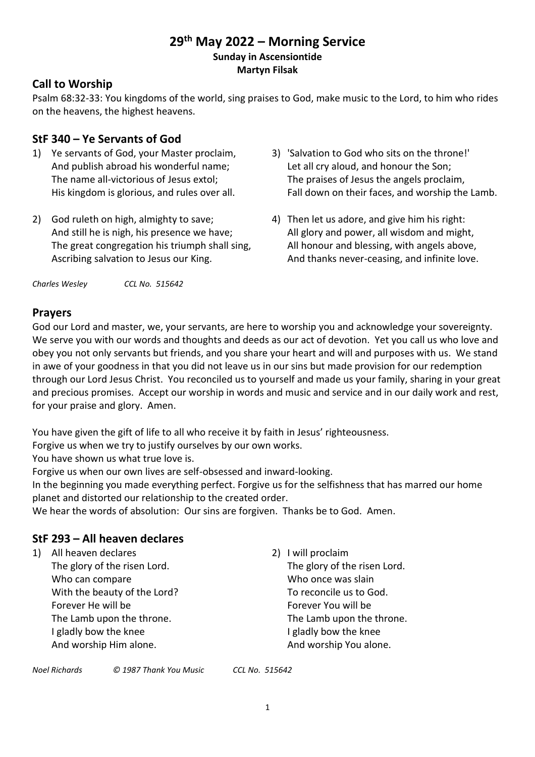# 29th May 2022 – Morning Service

**Sunday in Ascensiontide**

**Martyn Filsak**

## Call to Worship

Psalm 68:32-33: You kingdoms of the world, sing praises to God, make music to the Lord, to him who rides on the heavens, the highest heavens.

## StF 340 – Ye Servants of God

1) Ye servants of God, your Master proclaim,
   And publish abroad his wonderful name;
   The name all-victorious of Jesus extol;
   His kingdom is glorious, and rules over all.

2) God ruleth on high, almighty to save;
   And still he is nigh, his presence we have;
   The great congregation his triumph shall sing,
   Ascribing salvation to Jesus our King.

3) 'Salvation to God who sits on the throne!'
   Let all cry aloud, and honour the Son;
   The praises of Jesus the angels proclaim,
   Fall down on their faces, and worship the Lamb.

4) Then let us adore, and give him his right:
   All glory and power, all wisdom and might,
   All honour and blessing, with angels above,
   And thanks never-ceasing, and infinite love.

*Charles Wesley* *CCL No. 515642*

## Prayers

God our Lord and master, we, your servants, are here to worship you and acknowledge your sovereignty. We serve you with our words and thoughts and deeds as our act of devotion. Yet you call us who love and obey you not only servants but friends, and you share your heart and will and purposes with us. We stand in awe of your goodness in that you did not leave us in our sins but made provision for our redemption through our Lord Jesus Christ. You reconciled us to yourself and made us your family, sharing in your great and precious promises. Accept our worship in words and music and service and in our daily work and rest, for your praise and glory. Amen.

You have given the gift of life to all who receive it by faith in Jesus' righteousness.
Forgive us when we try to justify ourselves by our own works.
You have shown us what true love is.
Forgive us when our own lives are self-obsessed and inward-looking.
In the beginning you made everything perfect. Forgive us for the selfishness that has marred our home planet and distorted our relationship to the created order.
We hear the words of absolution: Our sins are forgiven. Thanks be to God. Amen.

## StF 293 – All heaven declares

1) All heaven declares
   The glory of the risen Lord.
   Who can compare
   With the beauty of the Lord?
   Forever He will be
   The Lamb upon the throne.
   I gladly bow the knee
   And worship Him alone.

2) I will proclaim
   The glory of the risen Lord.
   Who once was slain
   To reconcile us to God.
   Forever You will be
   The Lamb upon the throne.
   I gladly bow the knee
   And worship You alone.

*Noel Richards* *© 1987 Thank You Music* *CCL No. 515642*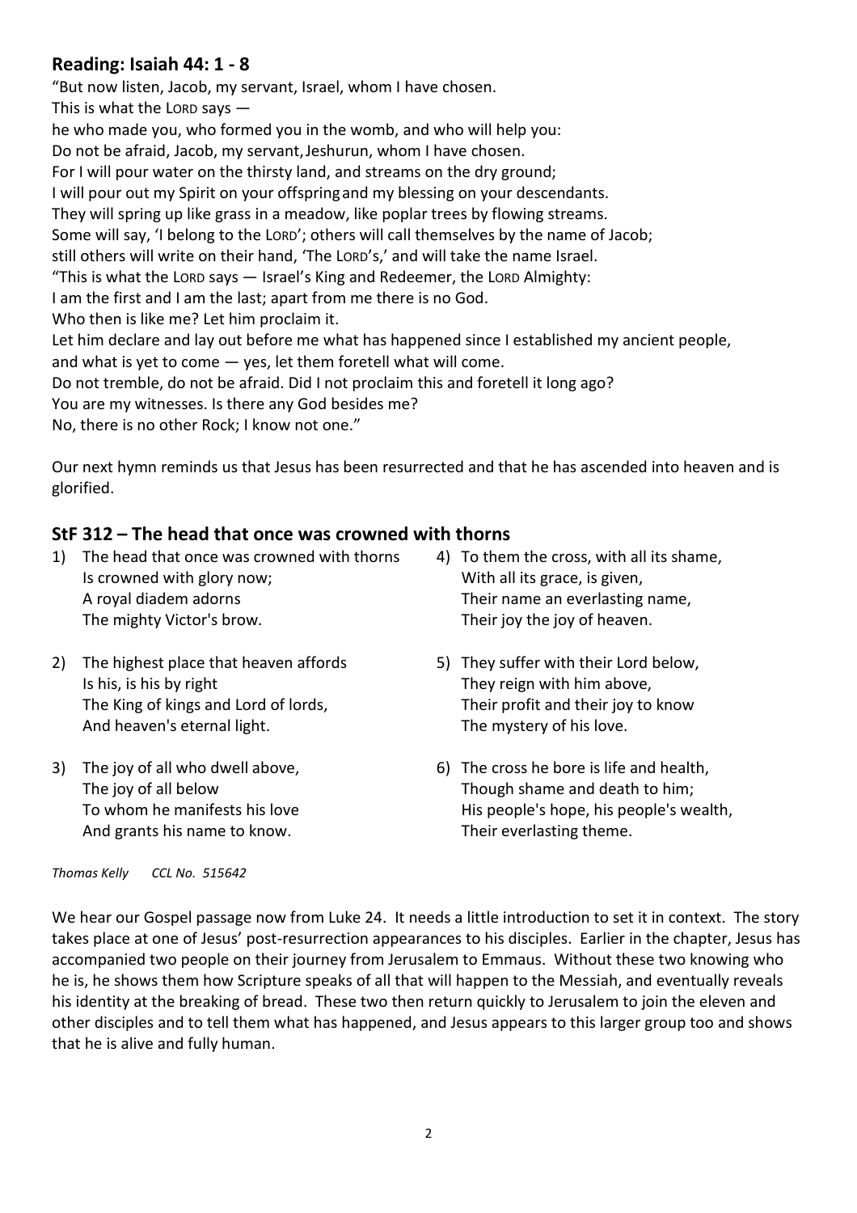## Reading: Isaiah 44: 1 - 8

"But now listen, Jacob, my servant, Israel, whom I have chosen.
This is what the LORD says —
he who made you, who formed you in the womb, and who will help you:
Do not be afraid, Jacob, my servant, Jeshurun, whom I have chosen.
For I will pour water on the thirsty land, and streams on the dry ground;
I will pour out my Spirit on your offspring and my blessing on your descendants.
They will spring up like grass in a meadow, like poplar trees by flowing streams.
Some will say, 'I belong to the LORD'; others will call themselves by the name of Jacob;
still others will write on their hand, 'The LORD's,' and will take the name Israel.
"This is what the LORD says — Israel's King and Redeemer, the LORD Almighty:
I am the first and I am the last; apart from me there is no God.
Who then is like me? Let him proclaim it.
Let him declare and lay out before me what has happened since I established my ancient people,
and what is yet to come — yes, let them foretell what will come.
Do not tremble, do not be afraid. Did I not proclaim this and foretell it long ago?
You are my witnesses. Is there any God besides me?
No, there is no other Rock; I know not one."

Our next hymn reminds us that Jesus has been resurrected and that he has ascended into heaven and is glorified.

## StF 312 – The head that once was crowned with thorns

1) The head that once was crowned with thorns
Is crowned with glory now;
A royal diadem adorns
The mighty Victor's brow.

2) The highest place that heaven affords
Is his, is his by right
The King of kings and Lord of lords,
And heaven's eternal light.

3) The joy of all who dwell above,
The joy of all below
To whom he manifests his love
And grants his name to know.

4) To them the cross, with all its shame,
With all its grace, is given,
Their name an everlasting name,
Their joy the joy of heaven.

5) They suffer with their Lord below,
They reign with him above,
Their profit and their joy to know
The mystery of his love.

6) The cross he bore is life and health,
Though shame and death to him;
His people's hope, his people's wealth,
Their everlasting theme.

*Thomas Kelly CCL No. 515642*

We hear our Gospel passage now from Luke 24. It needs a little introduction to set it in context. The story takes place at one of Jesus' post-resurrection appearances to his disciples. Earlier in the chapter, Jesus has accompanied two people on their journey from Jerusalem to Emmaus. Without these two knowing who he is, he shows them how Scripture speaks of all that will happen to the Messiah, and eventually reveals his identity at the breaking of bread. These two then return quickly to Jerusalem to join the eleven and other disciples and to tell them what has happened, and Jesus appears to this larger group too and shows that he is alive and fully human.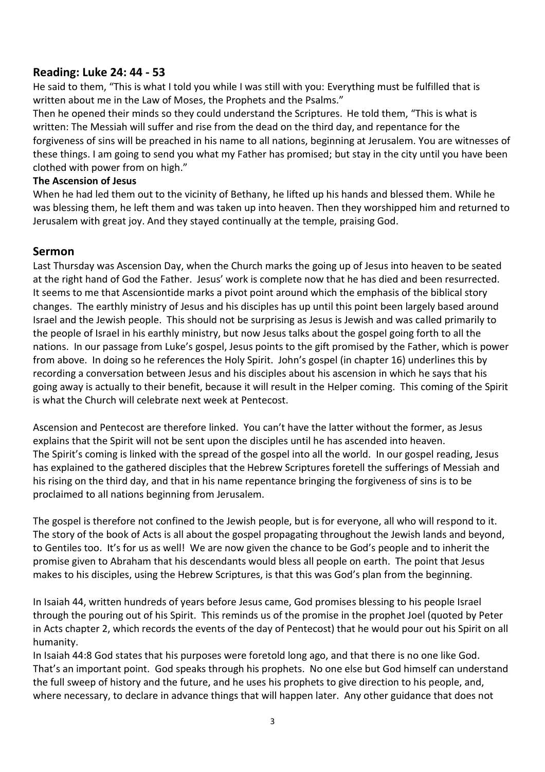## Reading: Luke 24: 44 - 53

He said to them, "This is what I told you while I was still with you: Everything must be fulfilled that is written about me in the Law of Moses, the Prophets and the Psalms."

Then he opened their minds so they could understand the Scriptures. He told them, "This is what is written: The Messiah will suffer and rise from the dead on the third day, and repentance for the forgiveness of sins will be preached in his name to all nations, beginning at Jerusalem. You are witnesses of these things. I am going to send you what my Father has promised; but stay in the city until you have been clothed with power from on high."

**The Ascension of Jesus**

When he had led them out to the vicinity of Bethany, he lifted up his hands and blessed them. While he was blessing them, he left them and was taken up into heaven. Then they worshipped him and returned to Jerusalem with great joy. And they stayed continually at the temple, praising God.

## Sermon

Last Thursday was Ascension Day, when the Church marks the going up of Jesus into heaven to be seated at the right hand of God the Father. Jesus' work is complete now that he has died and been resurrected. It seems to me that Ascensiontide marks a pivot point around which the emphasis of the biblical story changes. The earthly ministry of Jesus and his disciples has up until this point been largely based around Israel and the Jewish people. This should not be surprising as Jesus is Jewish and was called primarily to the people of Israel in his earthly ministry, but now Jesus talks about the gospel going forth to all the nations. In our passage from Luke's gospel, Jesus points to the gift promised by the Father, which is power from above. In doing so he references the Holy Spirit. John's gospel (in chapter 16) underlines this by recording a conversation between Jesus and his disciples about his ascension in which he says that his going away is actually to their benefit, because it will result in the Helper coming. This coming of the Spirit is what the Church will celebrate next week at Pentecost.

Ascension and Pentecost are therefore linked. You can't have the latter without the former, as Jesus explains that the Spirit will not be sent upon the disciples until he has ascended into heaven. The Spirit's coming is linked with the spread of the gospel into all the world. In our gospel reading, Jesus has explained to the gathered disciples that the Hebrew Scriptures foretell the sufferings of Messiah and his rising on the third day, and that in his name repentance bringing the forgiveness of sins is to be proclaimed to all nations beginning from Jerusalem.

The gospel is therefore not confined to the Jewish people, but is for everyone, all who will respond to it. The story of the book of Acts is all about the gospel propagating throughout the Jewish lands and beyond, to Gentiles too. It's for us as well! We are now given the chance to be God's people and to inherit the promise given to Abraham that his descendants would bless all people on earth. The point that Jesus makes to his disciples, using the Hebrew Scriptures, is that this was God's plan from the beginning.

In Isaiah 44, written hundreds of years before Jesus came, God promises blessing to his people Israel through the pouring out of his Spirit. This reminds us of the promise in the prophet Joel (quoted by Peter in Acts chapter 2, which records the events of the day of Pentecost) that he would pour out his Spirit on all humanity.

In Isaiah 44:8 God states that his purposes were foretold long ago, and that there is no one like God. That's an important point. God speaks through his prophets. No one else but God himself can understand the full sweep of history and the future, and he uses his prophets to give direction to his people, and, where necessary, to declare in advance things that will happen later. Any other guidance that does not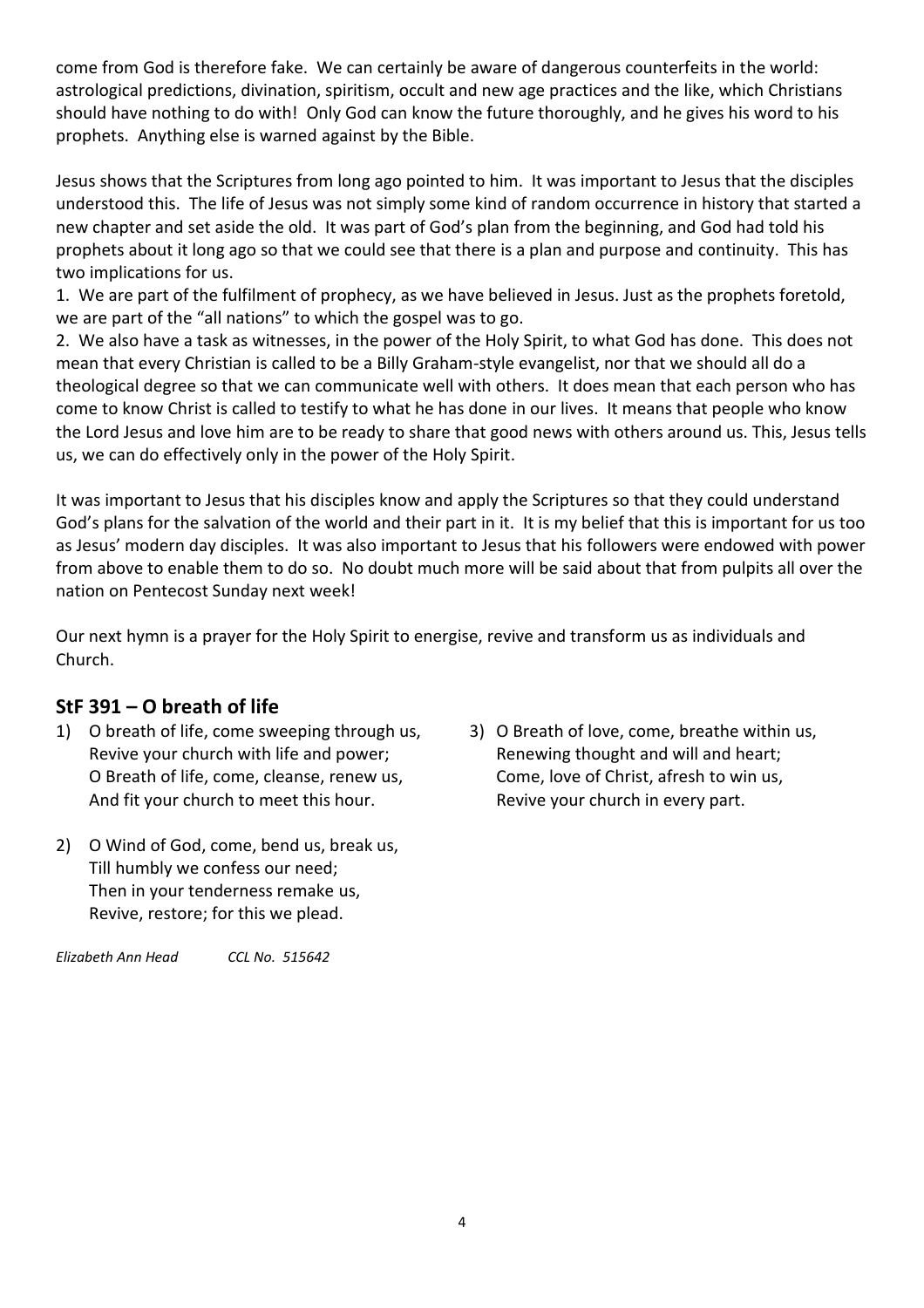come from God is therefore fake. We can certainly be aware of dangerous counterfeits in the world: astrological predictions, divination, spiritism, occult and new age practices and the like, which Christians should have nothing to do with! Only God can know the future thoroughly, and he gives his word to his prophets. Anything else is warned against by the Bible.

Jesus shows that the Scriptures from long ago pointed to him. It was important to Jesus that the disciples understood this. The life of Jesus was not simply some kind of random occurrence in history that started a new chapter and set aside the old. It was part of God's plan from the beginning, and God had told his prophets about it long ago so that we could see that there is a plan and purpose and continuity. This has two implications for us.

1. We are part of the fulfilment of prophecy, as we have believed in Jesus. Just as the prophets foretold, we are part of the "all nations" to which the gospel was to go.
2. We also have a task as witnesses, in the power of the Holy Spirit, to what God has done. This does not mean that every Christian is called to be a Billy Graham-style evangelist, nor that we should all do a theological degree so that we can communicate well with others. It does mean that each person who has come to know Christ is called to testify to what he has done in our lives. It means that people who know the Lord Jesus and love him are to be ready to share that good news with others around us. This, Jesus tells us, we can do effectively only in the power of the Holy Spirit.

It was important to Jesus that his disciples know and apply the Scriptures so that they could understand God's plans for the salvation of the world and their part in it. It is my belief that this is important for us too as Jesus' modern day disciples. It was also important to Jesus that his followers were endowed with power from above to enable them to do so. No doubt much more will be said about that from pulpits all over the nation on Pentecost Sunday next week!

Our next hymn is a prayer for the Holy Spirit to energise, revive and transform us as individuals and Church.

## StF 391 – O breath of life

1) O breath of life, come sweeping through us,
Revive your church with life and power;
O Breath of life, come, cleanse, renew us,
And fit your church to meet this hour.

2) O Wind of God, come, bend us, break us,
Till humbly we confess our need;
Then in your tenderness remake us,
Revive, restore; for this we plead.

3) O Breath of love, come, breathe within us,
Renewing thought and will and heart;
Come, love of Christ, afresh to win us,
Revive your church in every part.

*Elizabeth Ann Head* *CCL No. 515642*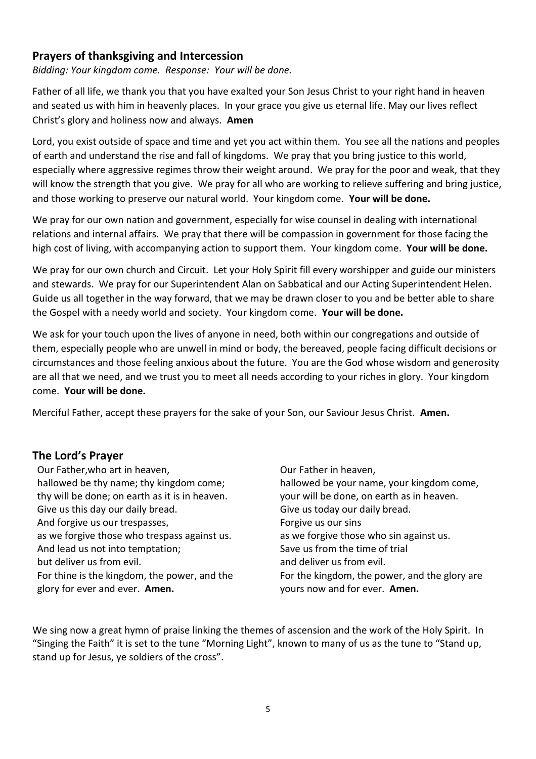## Prayers of thanksgiving and Intercession

*Bidding: Your kingdom come. Response: Your will be done.*

Father of all life, we thank you that you have exalted your Son Jesus Christ to your right hand in heaven and seated us with him in heavenly places. In your grace you give us eternal life. May our lives reflect Christ's glory and holiness now and always. **Amen**

Lord, you exist outside of space and time and yet you act within them. You see all the nations and peoples of earth and understand the rise and fall of kingdoms. We pray that you bring justice to this world, especially where aggressive regimes throw their weight around. We pray for the poor and weak, that they will know the strength that you give. We pray for all who are working to relieve suffering and bring justice, and those working to preserve our natural world. Your kingdom come. **Your will be done.**

We pray for our own nation and government, especially for wise counsel in dealing with international relations and internal affairs. We pray that there will be compassion in government for those facing the high cost of living, with accompanying action to support them. Your kingdom come. **Your will be done.**

We pray for our own church and Circuit. Let your Holy Spirit fill every worshipper and guide our ministers and stewards. We pray for our Superintendent Alan on Sabbatical and our Acting Superintendent Helen. Guide us all together in the way forward, that we may be drawn closer to you and be better able to share the Gospel with a needy world and society. Your kingdom come. **Your will be done.**

We ask for your touch upon the lives of anyone in need, both within our congregations and outside of them, especially people who are unwell in mind or body, the bereaved, people facing difficult decisions or circumstances and those feeling anxious about the future. You are the God whose wisdom and generosity are all that we need, and we trust you to meet all needs according to your riches in glory. Your kingdom come. **Your will be done.**

Merciful Father, accept these prayers for the sake of your Son, our Saviour Jesus Christ. **Amen.**

## The Lord's Prayer

Our Father,who art in heaven,
hallowed be thy name; thy kingdom come;
thy will be done; on earth as it is in heaven.
Give us this day our daily bread.
And forgive us our trespasses,
as we forgive those who trespass against us.
And lead us not into temptation;
but deliver us from evil.
For thine is the kingdom, the power, and the glory for ever and ever. **Amen.**

Our Father in heaven,
hallowed be your name, your kingdom come,
your will be done, on earth as in heaven.
Give us today our daily bread.
Forgive us our sins
as we forgive those who sin against us.
Save us from the time of trial
and deliver us from evil.
For the kingdom, the power, and the glory are yours now and for ever. **Amen.**

We sing now a great hymn of praise linking the themes of ascension and the work of the Holy Spirit. In "Singing the Faith" it is set to the tune "Morning Light", known to many of us as the tune to "Stand up, stand up for Jesus, ye soldiers of the cross".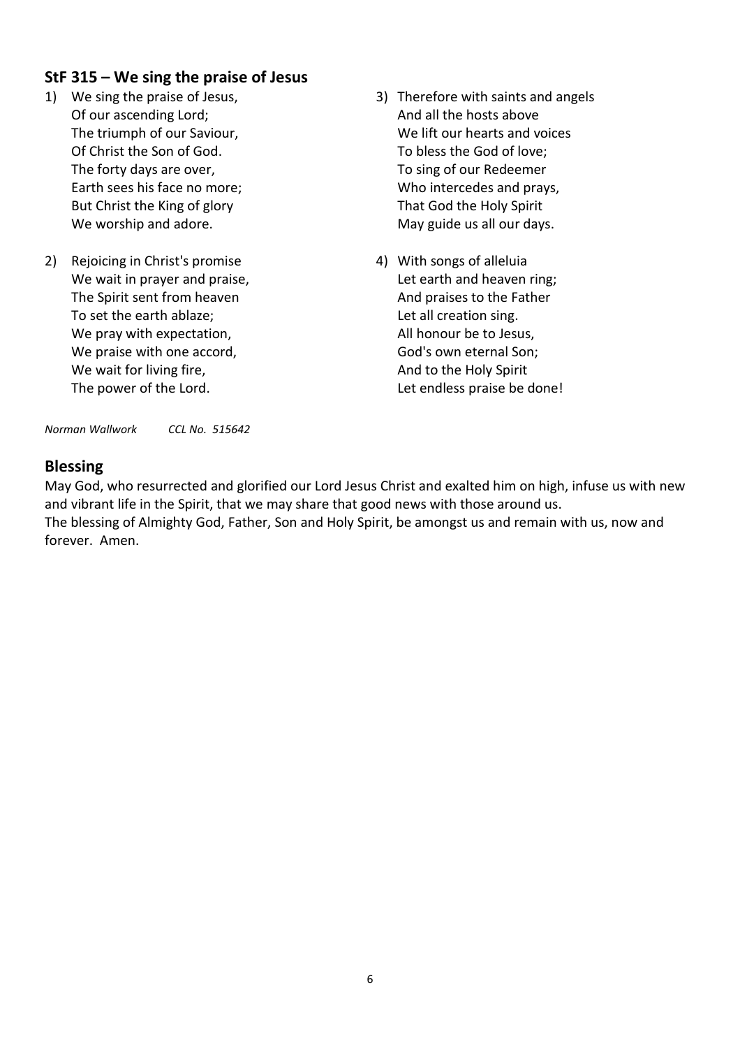## StF 315 – We sing the praise of Jesus

1) We sing the praise of Jesus,
Of our ascending Lord;
The triumph of our Saviour,
Of Christ the Son of God.
The forty days are over,
Earth sees his face no more;
But Christ the King of glory
We worship and adore.

2) Rejoicing in Christ's promise
We wait in prayer and praise,
The Spirit sent from heaven
To set the earth ablaze;
We pray with expectation,
We praise with one accord,
We wait for living fire,
The power of the Lord.

3) Therefore with saints and angels
And all the hosts above
We lift our hearts and voices
To bless the God of love;
To sing of our Redeemer
Who intercedes and prays,
That God the Holy Spirit
May guide us all our days.

4) With songs of alleluia
Let earth and heaven ring;
And praises to the Father
Let all creation sing.
All honour be to Jesus,
God's own eternal Son;
And to the Holy Spirit
Let endless praise be done!

*Norman Wallwork CCL No. 515642*

## Blessing

May God, who resurrected and glorified our Lord Jesus Christ and exalted him on high, infuse us with new and vibrant life in the Spirit, that we may share that good news with those around us.
The blessing of Almighty God, Father, Son and Holy Spirit, be amongst us and remain with us, now and forever. Amen.